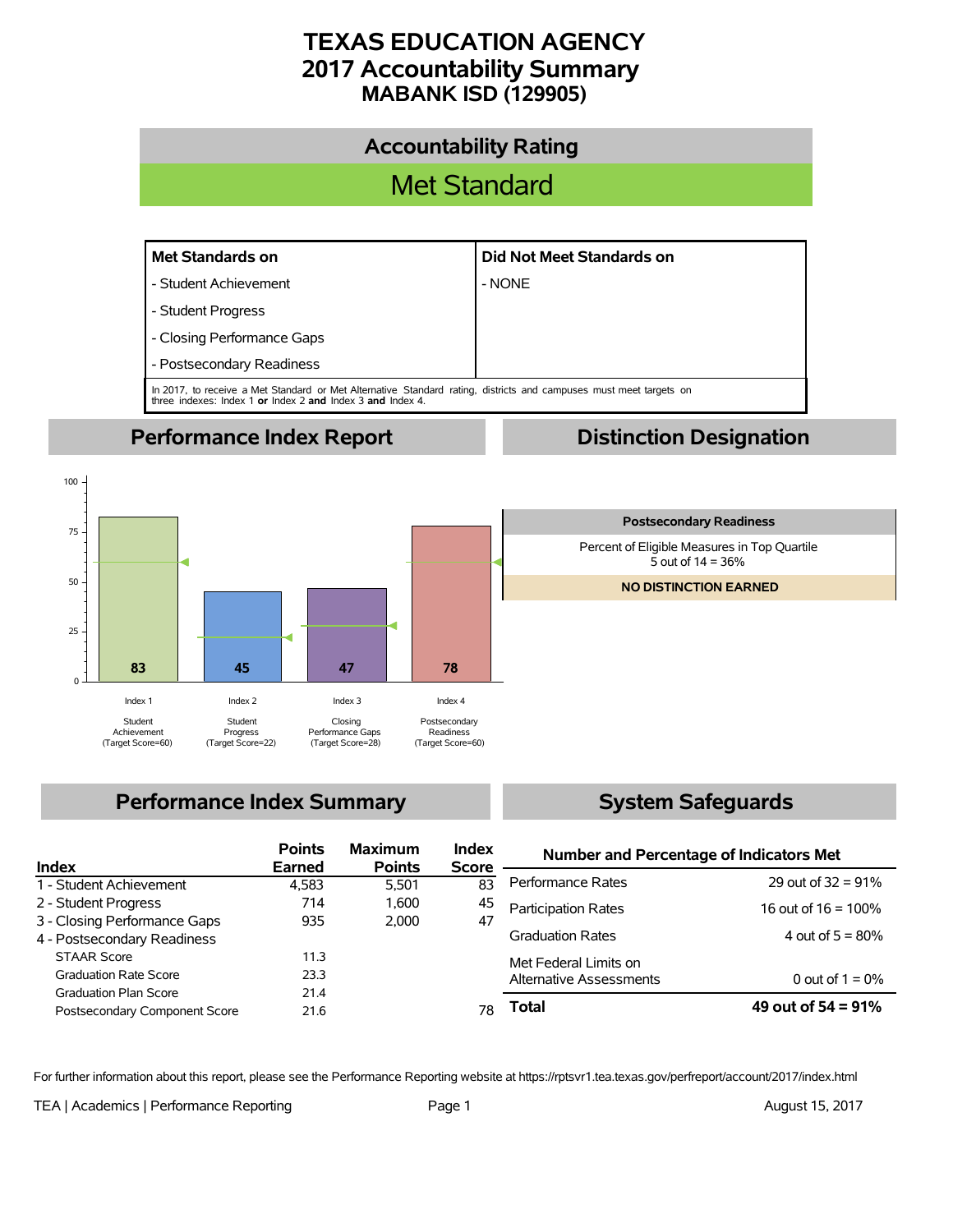# TEXAS EDUCATION AGENCY
# 2017 Accountability Summary
## MABANK ISD (129905)

## Accountability Rating

**Met Standard**

| Met Standards on | Did Not Meet Standards on |
|---|---|
| - Student Achievement | - NONE |
| - Student Progress | |
| - Closing Performance Gaps | |
| - Postsecondary Readiness | |

In 2017, to receive a Met Standard or Met Alternative Standard rating, districts and campuses must meet targets on three indexes: Index 1 **or** Index 2 **and** Index 3 **and** Index 4.

## Performance Index Report

| Index | Score | Target Score |
|---|---|---|
| Index 1 Student Achievement | 83 | 60 |
| Index 2 Student Progress | 45 | 22 |
| Index 3 Closing Performance Gaps | 47 | 28 |
| Index 4 Postsecondary Readiness | 78 | 60 |

## Distinction Designation

**Postsecondary Readiness**

Percent of Eligible Measures in Top Quartile
5 out of 14 = 36%

**NO DISTINCTION EARNED**

## Performance Index Summary

| Index | Points Earned | Maximum Points | Index Score |
|---|---|---|---|
| 1 - Student Achievement | 4,583 | 5,501 | 83 |
| 2 - Student Progress | 714 | 1,600 | 45 |
| 3 - Closing Performance Gaps | 935 | 2,000 | 47 |
| 4 - Postsecondary Readiness | | | |
| STAAR Score | 11.3 | | |
| Graduation Rate Score | 23.3 | | |
| Graduation Plan Score | 21.4 | | |
| Postsecondary Component Score | 21.6 | | 78 |

## System Safeguards

| Number and Percentage of Indicators Met | |
|---|---|
| Performance Rates | 29 out of 32 = 91% |
| Participation Rates | 16 out of 16 = 100% |
| Graduation Rates | 4 out of 5 = 80% |
| Met Federal Limits on Alternative Assessments | 0 out of 1 = 0% |
| **Total** | **49 out of 54 = 91%** |

For further information about this report, please see the Performance Reporting website at https://rptsvr1.tea.texas.gov/perfreport/account/2017/index.html

TEA | Academics | Performance Reporting — August 15, 2017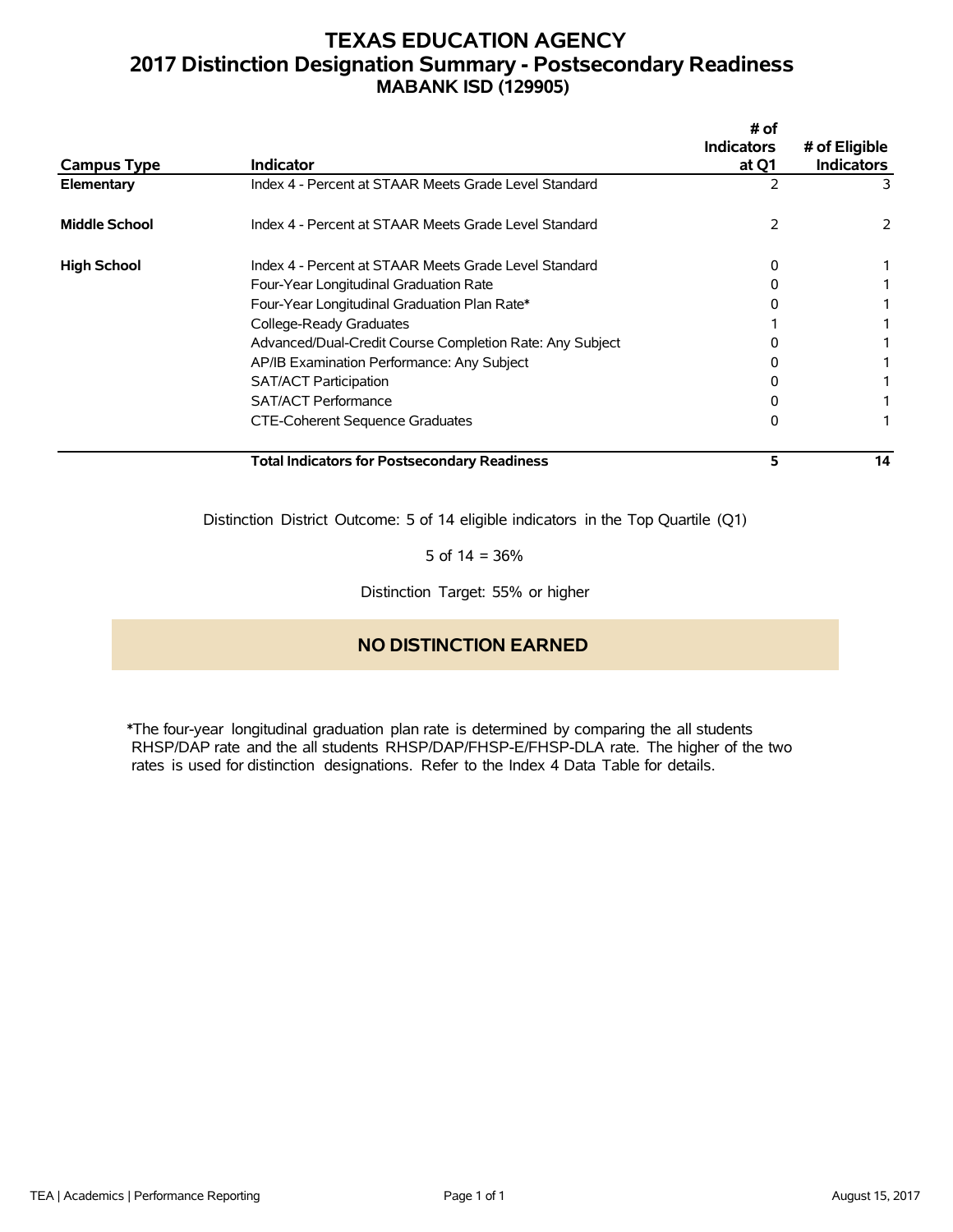# TEXAS EDUCATION AGENCY
## 2017 Distinction Designation Summary - Postsecondary Readiness
### MABANK ISD (129905)

| Campus Type | Indicator | # of Indicators at Q1 | # of Eligible Indicators |
|---|---|---|---|
| **Elementary** | Index 4 - Percent at STAAR Meets Grade Level Standard | 2 | 3 |
| **Middle School** | Index 4 - Percent at STAAR Meets Grade Level Standard | 2 | 2 |
| **High School** | Index 4 - Percent at STAAR Meets Grade Level Standard | 0 | 1 |
| | Four-Year Longitudinal Graduation Rate | 0 | 1 |
| | Four-Year Longitudinal Graduation Plan Rate* | 0 | 1 |
| | College-Ready Graduates | 1 | 1 |
| | Advanced/Dual-Credit Course Completion Rate: Any Subject | 0 | 1 |
| | AP/IB Examination Performance: Any Subject | 0 | 1 |
| | SAT/ACT Participation | 0 | 1 |
| | SAT/ACT Performance | 0 | 1 |
| | CTE-Coherent Sequence Graduates | 0 | 1 |
| | **Total Indicators for Postsecondary Readiness** | **5** | **14** |

Distinction District Outcome: 5 of 14 eligible indicators in the Top Quartile (Q1)

5 of 14 = 36%

Distinction Target: 55% or higher

**NO DISTINCTION EARNED**

*The four-year longitudinal graduation plan rate is determined by comparing the all students RHSP/DAP rate and the all students RHSP/DAP/FHSP-E/FHSP-DLA rate. The higher of the two rates is used for distinction designations. Refer to the Index 4 Data Table for details.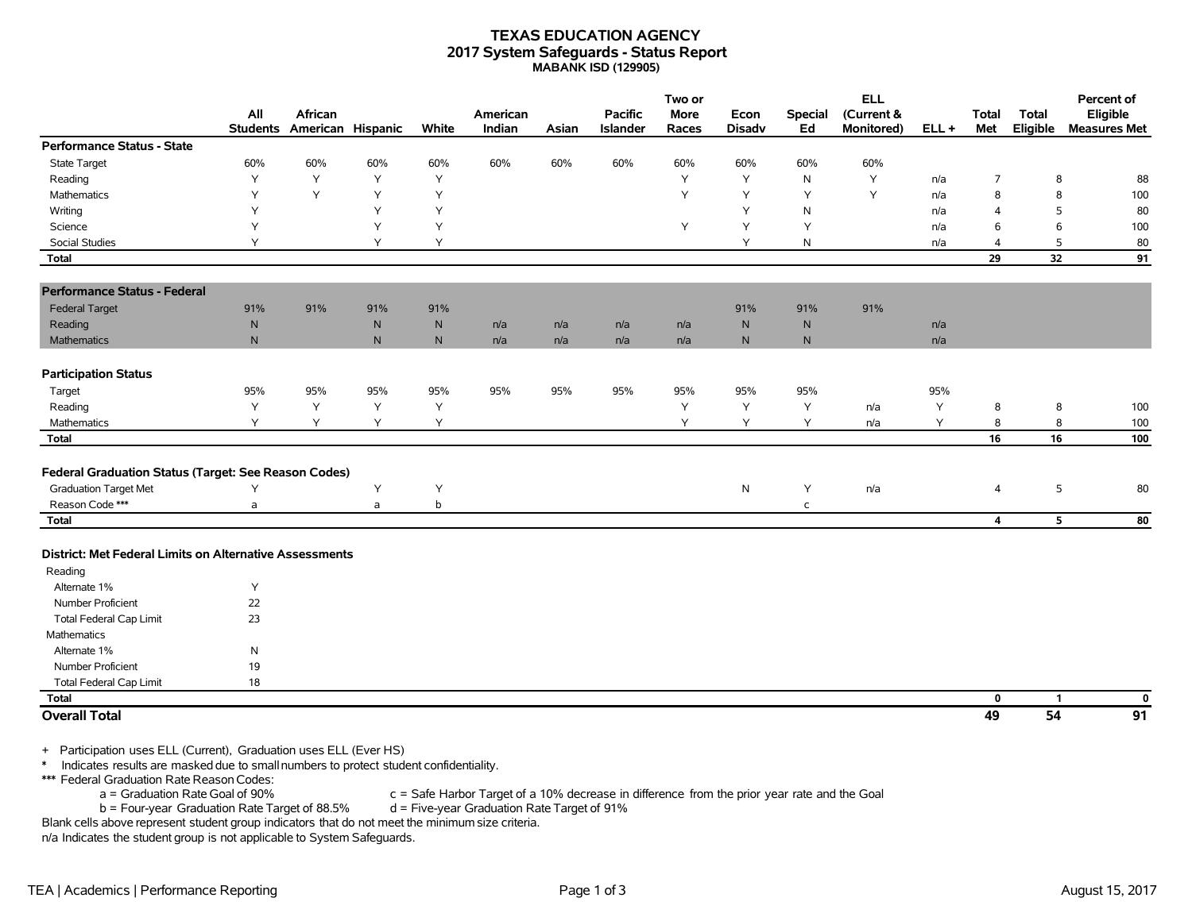# TEXAS EDUCATION AGENCY
## 2017 System Safeguards - Status Report
### MABANK ISD (129905)

| | All Students | African American | Hispanic | White | American Indian | Asian | Pacific Islander | Two or More Races | Econ Disadv | Special Ed | ELL (Current & Monitored) | ELL + | Total Met | Total Eligible | Percent of Eligible Measures Met |
|---|---|---|---|---|---|---|---|---|---|---|---|---|---|---|---|
| **Performance Status - State** | | | | | | | | | | | | | | | |
| State Target | 60% | 60% | 60% | 60% | 60% | 60% | 60% | 60% | 60% | 60% | 60% | | | | |
| Reading | Y | Y | Y | Y | | | | Y | Y | N | Y | n/a | 7 | 8 | 88 |
| Mathematics | Y | Y | Y | Y | | | | Y | Y | Y | Y | n/a | 8 | 8 | 100 |
| Writing | Y | | Y | Y | | | | | Y | N | | n/a | 4 | 5 | 80 |
| Science | Y | | Y | Y | | | | Y | Y | Y | | n/a | 6 | 6 | 100 |
| Social Studies | Y | | Y | Y | | | | | Y | N | | n/a | 4 | 5 | 80 |
| **Total** | | | | | | | | | | | | | **29** | **32** | **91** |
| **Performance Status - Federal** | | | | | | | | | | | | | | | |
| Federal Target | 91% | 91% | 91% | 91% | | | | | 91% | 91% | 91% | | | | |
| Reading | N | | N | N | n/a | n/a | n/a | n/a | N | N | | n/a | | | |
| Mathematics | N | | N | N | n/a | n/a | n/a | n/a | N | N | | n/a | | | |
| **Participation Status** | | | | | | | | | | | | | | | |
| Target | 95% | 95% | 95% | 95% | 95% | 95% | 95% | 95% | 95% | 95% | | 95% | | | |
| Reading | Y | Y | Y | Y | | | | Y | Y | Y | n/a | Y | 8 | 8 | 100 |
| Mathematics | Y | Y | Y | Y | | | | Y | Y | Y | n/a | Y | 8 | 8 | 100 |
| **Total** | | | | | | | | | | | | | **16** | **16** | **100** |
| **Federal Graduation Status (Target: See Reason Codes)** | | | | | | | | | | | | | | | |
| Graduation Target Met | Y | | Y | Y | | | | | N | Y | n/a | | 4 | 5 | 80 |
| Reason Code *** | a | | a | b | | | | | | c | | | | | |
| **Total** | | | | | | | | | | | | | **4** | **5** | **80** |
| **District: Met Federal Limits on Alternative Assessments** | | | | | | | | | | | | | | | |
| Reading | | | | | | | | | | | | | | | |
| Alternate 1% | Y | | | | | | | | | | | | | | |
| Number Proficient | 22 | | | | | | | | | | | | | | |
| Total Federal Cap Limit | 23 | | | | | | | | | | | | | | |
| Mathematics | | | | | | | | | | | | | | | |
| Alternate 1% | N | | | | | | | | | | | | | | |
| Number Proficient | 19 | | | | | | | | | | | | | | |
| Total Federal Cap Limit | 18 | | | | | | | | | | | | | | |
| **Total** | | | | | | | | | | | | | **0** | **1** | **0** |
| **Overall Total** | | | | | | | | | | | | | **49** | **54** | **91** |

\+ Participation uses ELL (Current), Graduation uses ELL (Ever HS)

\* Indicates results are masked due to small numbers to protect student confidentiality.

*** Federal Graduation Rate Reason Codes:

a = Graduation Rate Goal of 90%
b = Four-year Graduation Rate Target of 88.5%
c = Safe Harbor Target of a 10% decrease in difference from the prior year rate and the Goal
d = Five-year Graduation Rate Target of 91%

Blank cells above represent student group indicators that do not meet the minimum size criteria.

n/a Indicates the student group is not applicable to System Safeguards.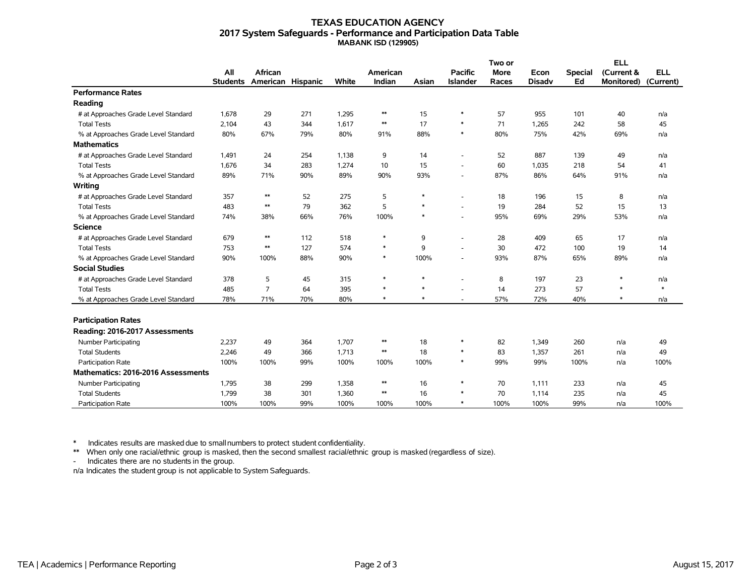# TEXAS EDUCATION AGENCY
## 2017 System Safeguards - Performance and Participation Data Table
### MABANK ISD (129905)

| | All Students | African American | Hispanic | White | American Indian | Asian | Pacific Islander | Two or More Races | Econ Disadv | Special Ed | ELL (Current & Monitored) | ELL (Current) |
|---|---|---|---|---|---|---|---|---|---|---|---|---|
| **Performance Rates** | | | | | | | | | | | | |
| **Reading** | | | | | | | | | | | | |
| # at Approaches Grade Level Standard | 1,678 | 29 | 271 | 1,295 | ** | 15 | * | 57 | 955 | 101 | 40 | n/a |
| Total Tests | 2,104 | 43 | 344 | 1,617 | ** | 17 | * | 71 | 1,265 | 242 | 58 | 45 |
| % at Approaches Grade Level Standard | 80% | 67% | 79% | 80% | 91% | 88% | * | 80% | 75% | 42% | 69% | n/a |
| **Mathematics** | | | | | | | | | | | | |
| # at Approaches Grade Level Standard | 1,491 | 24 | 254 | 1,138 | 9 | 14 | - | 52 | 887 | 139 | 49 | n/a |
| Total Tests | 1,676 | 34 | 283 | 1,274 | 10 | 15 | - | 60 | 1,035 | 218 | 54 | 41 |
| % at Approaches Grade Level Standard | 89% | 71% | 90% | 89% | 90% | 93% | - | 87% | 86% | 64% | 91% | n/a |
| **Writing** | | | | | | | | | | | | |
| # at Approaches Grade Level Standard | 357 | ** | 52 | 275 | 5 | * | - | 18 | 196 | 15 | 8 | n/a |
| Total Tests | 483 | ** | 79 | 362 | 5 | * | - | 19 | 284 | 52 | 15 | 13 |
| % at Approaches Grade Level Standard | 74% | 38% | 66% | 76% | 100% | * | - | 95% | 69% | 29% | 53% | n/a |
| **Science** | | | | | | | | | | | | |
| # at Approaches Grade Level Standard | 679 | ** | 112 | 518 | * | 9 | - | 28 | 409 | 65 | 17 | n/a |
| Total Tests | 753 | ** | 127 | 574 | * | 9 | - | 30 | 472 | 100 | 19 | 14 |
| % at Approaches Grade Level Standard | 90% | 100% | 88% | 90% | * | 100% | - | 93% | 87% | 65% | 89% | n/a |
| **Social Studies** | | | | | | | | | | | | |
| # at Approaches Grade Level Standard | 378 | 5 | 45 | 315 | * | * | - | 8 | 197 | 23 | * | n/a |
| Total Tests | 485 | 7 | 64 | 395 | * | * | - | 14 | 273 | 57 | * | * |
| % at Approaches Grade Level Standard | 78% | 71% | 70% | 80% | * | * | - | 57% | 72% | 40% | * | n/a |
| **Participation Rates** | | | | | | | | | | | | |
| **Reading: 2016-2017 Assessments** | | | | | | | | | | | | |
| Number Participating | 2,237 | 49 | 364 | 1,707 | ** | 18 | * | 82 | 1,349 | 260 | n/a | 49 |
| Total Students | 2,246 | 49 | 366 | 1,713 | ** | 18 | * | 83 | 1,357 | 261 | n/a | 49 |
| Participation Rate | 100% | 100% | 99% | 100% | 100% | 100% | * | 99% | 99% | 100% | n/a | 100% |
| **Mathematics: 2016-2016 Assessments** | | | | | | | | | | | | |
| Number Participating | 1,795 | 38 | 299 | 1,358 | ** | 16 | * | 70 | 1,111 | 233 | n/a | 45 |
| Total Students | 1,799 | 38 | 301 | 1,360 | ** | 16 | * | 70 | 1,114 | 235 | n/a | 45 |
| Participation Rate | 100% | 100% | 99% | 100% | 100% | 100% | * | 100% | 100% | 99% | n/a | 100% |

\* Indicates results are masked due to small numbers to protect student confidentiality.

\*\* When only one racial/ethnic group is masked, then the second smallest racial/ethnic group is masked (regardless of size).

\- Indicates there are no students in the group.

n/a Indicates the student group is not applicable to System Safeguards.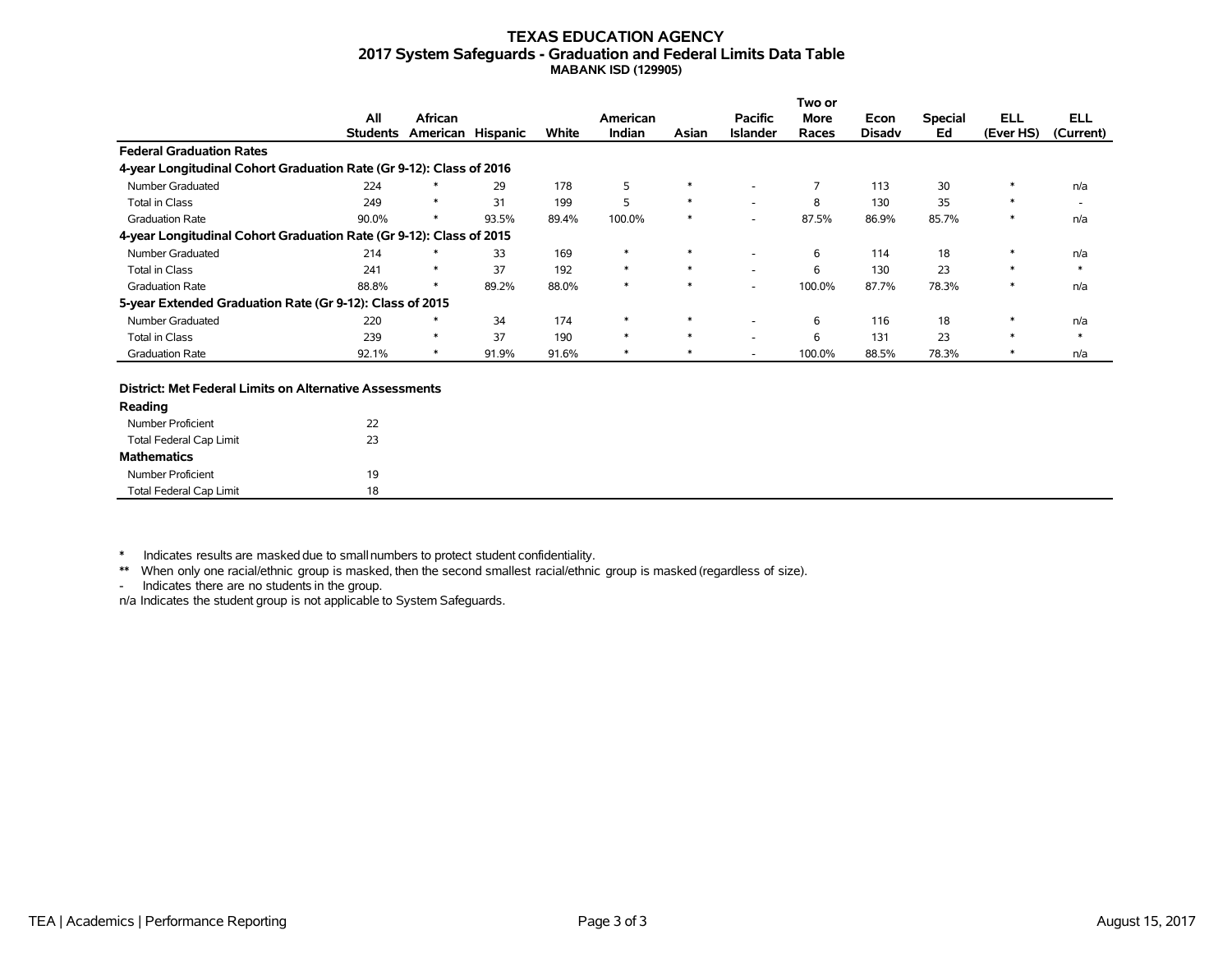# TEXAS EDUCATION AGENCY
## 2017 System Safeguards - Graduation and Federal Limits Data Table
### MABANK ISD (129905)

| | All Students | African American | Hispanic | White | American Indian | Asian | Pacific Islander | Two or More Races | Econ Disadv | Special Ed | ELL (Ever HS) | ELL (Current) |
|---|---|---|---|---|---|---|---|---|---|---|---|---|
| **Federal Graduation Rates** | | | | | | | | | | | | |
| **4-year Longitudinal Cohort Graduation Rate (Gr 9-12): Class of 2016** | | | | | | | | | | | | |
| Number Graduated | 224 | * | 29 | 178 | 5 | * | - | 7 | 113 | 30 | * | n/a |
| Total in Class | 249 | * | 31 | 199 | 5 | * | - | 8 | 130 | 35 | * | - |
| Graduation Rate | 90.0% | * | 93.5% | 89.4% | 100.0% | * | - | 87.5% | 86.9% | 85.7% | * | n/a |
| **4-year Longitudinal Cohort Graduation Rate (Gr 9-12): Class of 2015** | | | | | | | | | | | | |
| Number Graduated | 214 | * | 33 | 169 | * | * | - | 6 | 114 | 18 | * | n/a |
| Total in Class | 241 | * | 37 | 192 | * | * | - | 6 | 130 | 23 | * | * |
| Graduation Rate | 88.8% | * | 89.2% | 88.0% | * | * | - | 100.0% | 87.7% | 78.3% | * | n/a |
| **5-year Extended Graduation Rate (Gr 9-12): Class of 2015** | | | | | | | | | | | | |
| Number Graduated | 220 | * | 34 | 174 | * | * | - | 6 | 116 | 18 | * | n/a |
| Total in Class | 239 | * | 37 | 190 | * | * | - | 6 | 131 | 23 | * | * |
| Graduation Rate | 92.1% | * | 91.9% | 91.6% | * | * | - | 100.0% | 88.5% | 78.3% | * | n/a |

**District: Met Federal Limits on Alternative Assessments**

| | |
|---|---|
| **Reading** | |
| Number Proficient | 22 |
| Total Federal Cap Limit | 23 |
| **Mathematics** | |
| Number Proficient | 19 |
| Total Federal Cap Limit | 18 |

\* Indicates results are masked due to small numbers to protect student confidentiality.

** When only one racial/ethnic group is masked, then the second smallest racial/ethnic group is masked (regardless of size).

\- Indicates there are no students in the group.

n/a Indicates the student group is not applicable to System Safeguards.